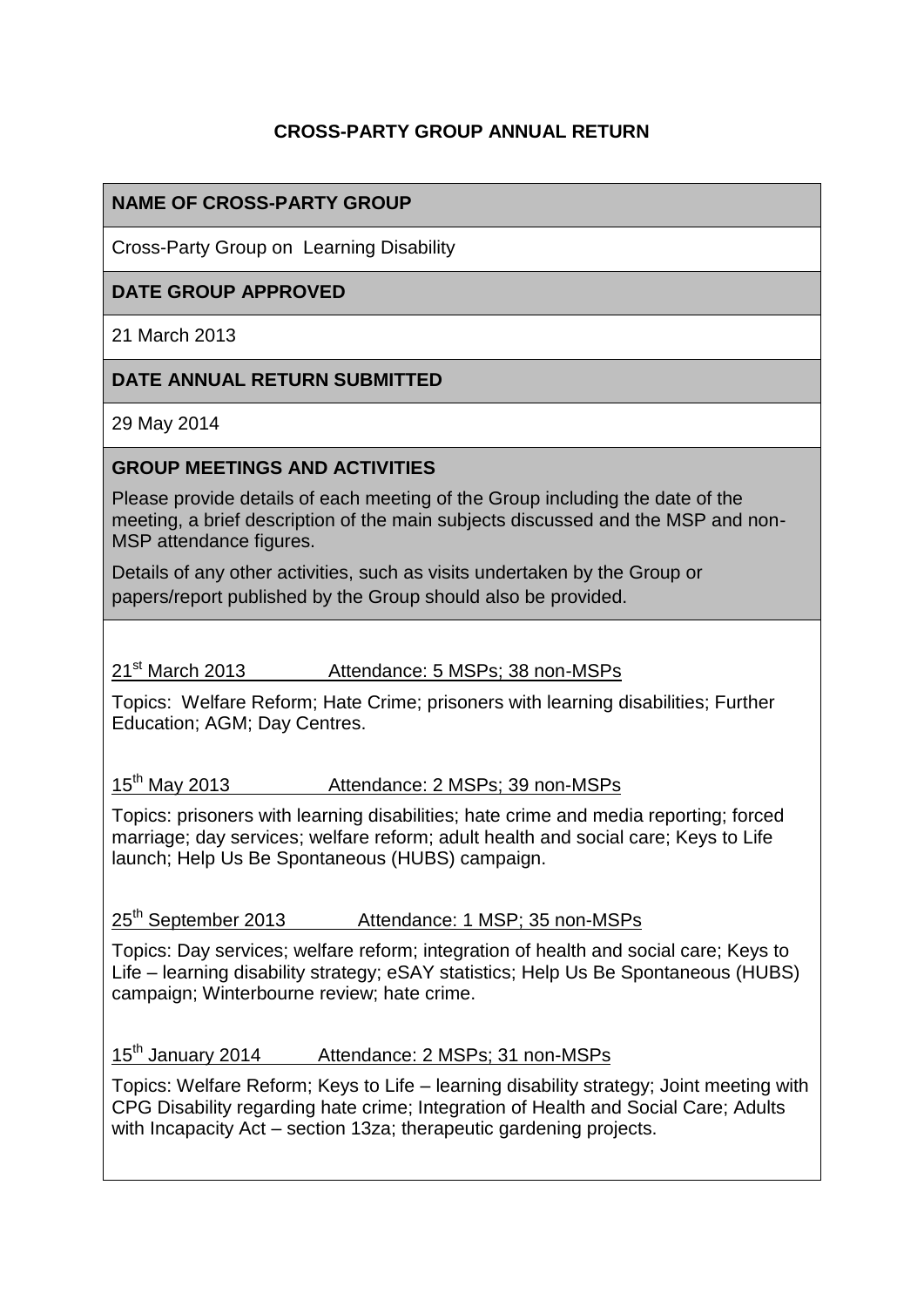# CROSS-PARTY GROUP ANNUAL RETURN

## NAME OF CROSS-PARTY GROUP

Cross-Party Group on Learning Disability

## DATE GROUP APPROVED

21 March 2013

## DATE ANNUAL RETURN SUBMITTED

29 May 2014

## GROUP MEETINGS AND ACTIVITIES

Please provide details of each meeting of the Group including the date of the meeting, a brief description of the main subjects discussed and the MSP and non-MSP attendance figures.

Details of any other activities, such as visits undertaken by the Group or papers/report published by the Group should also be provided.

21st March 2013 Attendance: 5 MSPs; 38 non-MSPs

Topics: Welfare Reform; Hate Crime; prisoners with learning disabilities; Further Education; AGM; Day Centres.

15th May 2013 Attendance: 2 MSPs; 39 non-MSPs

Topics: prisoners with learning disabilities; hate crime and media reporting; forced marriage; day services; welfare reform; adult health and social care; Keys to Life launch; Help Us Be Spontaneous (HUBS) campaign.

25th September 2013 Attendance: 1 MSP; 35 non-MSPs

Topics: Day services; welfare reform; integration of health and social care; Keys to Life – learning disability strategy; eSAY statistics; Help Us Be Spontaneous (HUBS) campaign; Winterbourne review; hate crime.

15th January 2014 Attendance: 2 MSPs; 31 non-MSPs

Topics: Welfare Reform; Keys to Life – learning disability strategy; Joint meeting with CPG Disability regarding hate crime; Integration of Health and Social Care; Adults with Incapacity Act – section 13za; therapeutic gardening projects.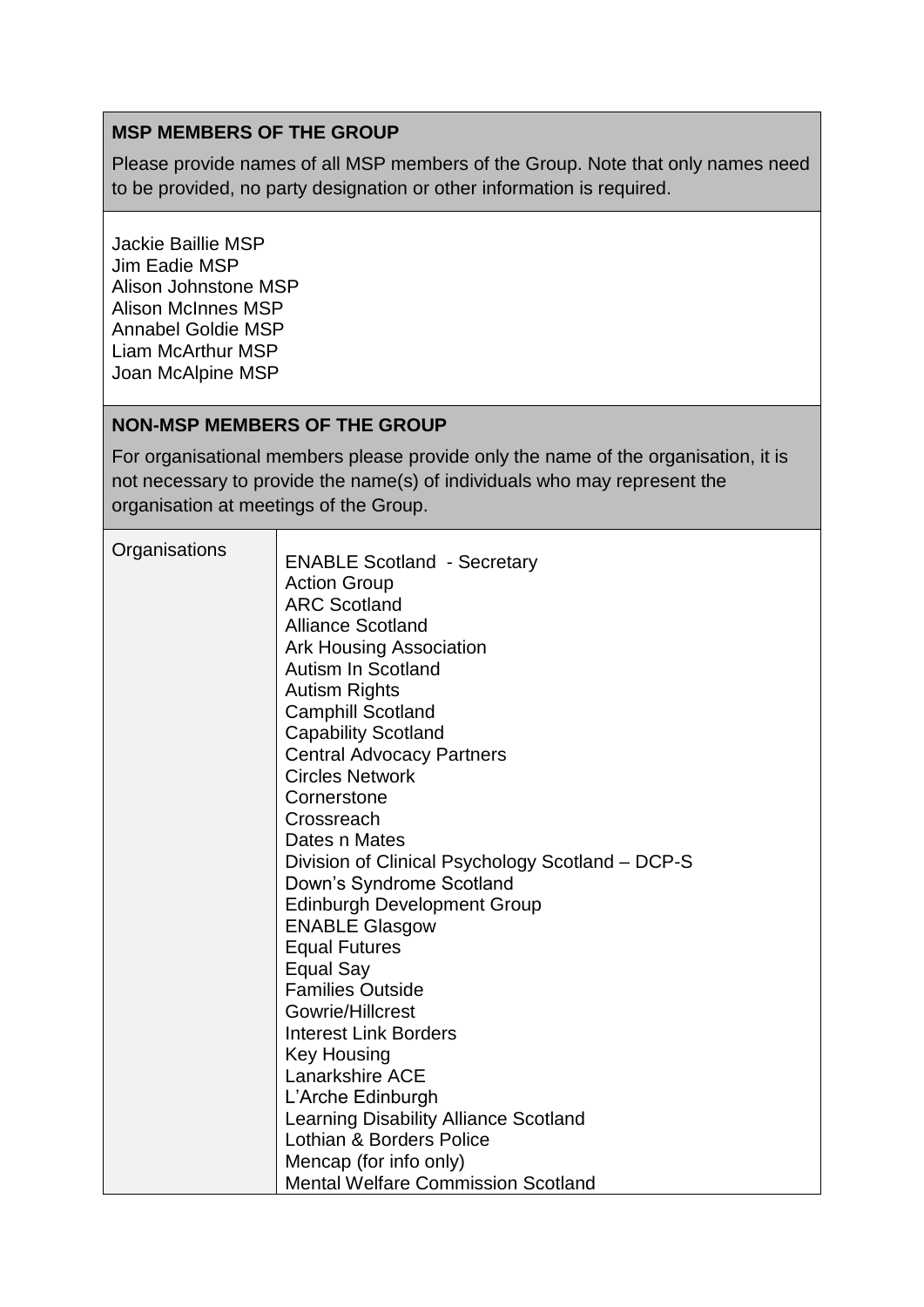## MSP MEMBERS OF THE GROUP

Please provide names of all MSP members of the Group. Note that only names need to be provided, no party designation or other information is required.

Jackie Baillie MSP
Jim Eadie MSP
Alison Johnstone MSP
Alison McInnes MSP
Annabel Goldie MSP
Liam McArthur MSP
Joan McAlpine MSP

## NON-MSP MEMBERS OF THE GROUP

For organisational members please provide only the name of the organisation, it is not necessary to provide the name(s) of individuals who may represent the organisation at meetings of the Group.

| Organisations | ENABLE Scotland - Secretary<br>Action Group<br>ARC Scotland<br>Alliance Scotland<br>Ark Housing Association<br>Autism In Scotland<br>Autism Rights<br>Camphill Scotland<br>Capability Scotland<br>Central Advocacy Partners<br>Circles Network<br>Cornerstone<br>Crossreach<br>Dates n Mates<br>Division of Clinical Psychology Scotland – DCP-S<br>Down's Syndrome Scotland<br>Edinburgh Development Group<br>ENABLE Glasgow<br>Equal Futures<br>Equal Say<br>Families Outside<br>Gowrie/Hillcrest<br>Interest Link Borders<br>Key Housing<br>Lanarkshire ACE<br>L'Arche Edinburgh<br>Learning Disability Alliance Scotland<br>Lothian & Borders Police<br>Mencap (for info only)<br>Mental Welfare Commission Scotland |
|---|---|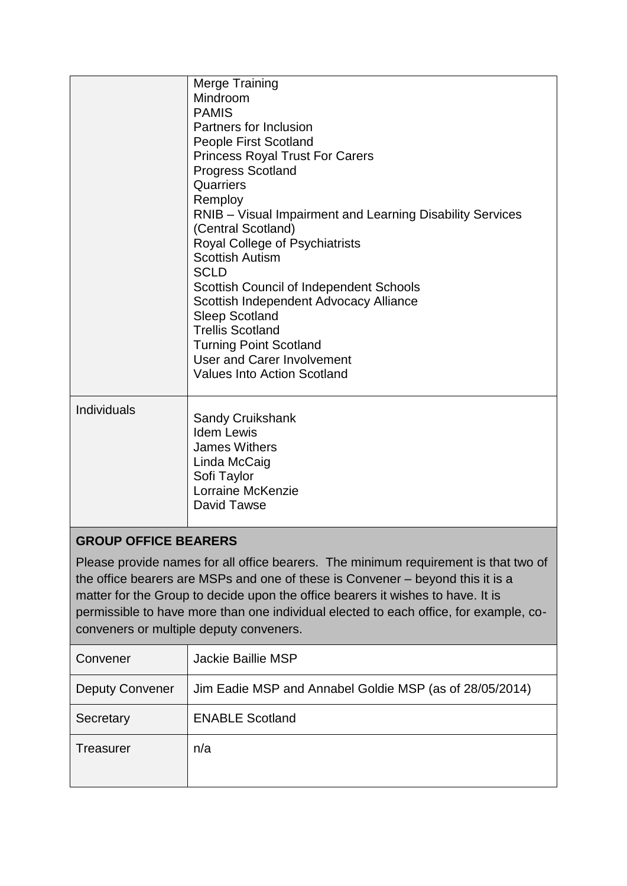| | |
|---|---|
| | Merge Training<br>Mindroom<br>PAMIS<br>Partners for Inclusion<br>People First Scotland<br>Princess Royal Trust For Carers<br>Progress Scotland<br>Quarriers<br>Remploy<br>RNIB – Visual Impairment and Learning Disability Services (Central Scotland)<br>Royal College of Psychiatrists<br>Scottish Autism<br>SCLD<br>Scottish Council of Independent Schools<br>Scottish Independent Advocacy Alliance<br>Sleep Scotland<br>Trellis Scotland<br>Turning Point Scotland<br>User and Carer Involvement<br>Values Into Action Scotland |
| Individuals | Sandy Cruikshank<br>Idem Lewis<br>James Withers<br>Linda McCaig<br>Sofi Taylor<br>Lorraine McKenzie<br>David Tawse |

**GROUP OFFICE BEARERS**

Please provide names for all office bearers. The minimum requirement is that two of the office bearers are MSPs and one of these is Convener – beyond this it is a matter for the Group to decide upon the office bearers it wishes to have. It is permissible to have more than one individual elected to each office, for example, co-conveners or multiple deputy conveners.

| | |
|---|---|
| Convener | Jackie Baillie MSP |
| Deputy Convener | Jim Eadie MSP and Annabel Goldie MSP (as of 28/05/2014) |
| Secretary | ENABLE Scotland |
| Treasurer | n/a |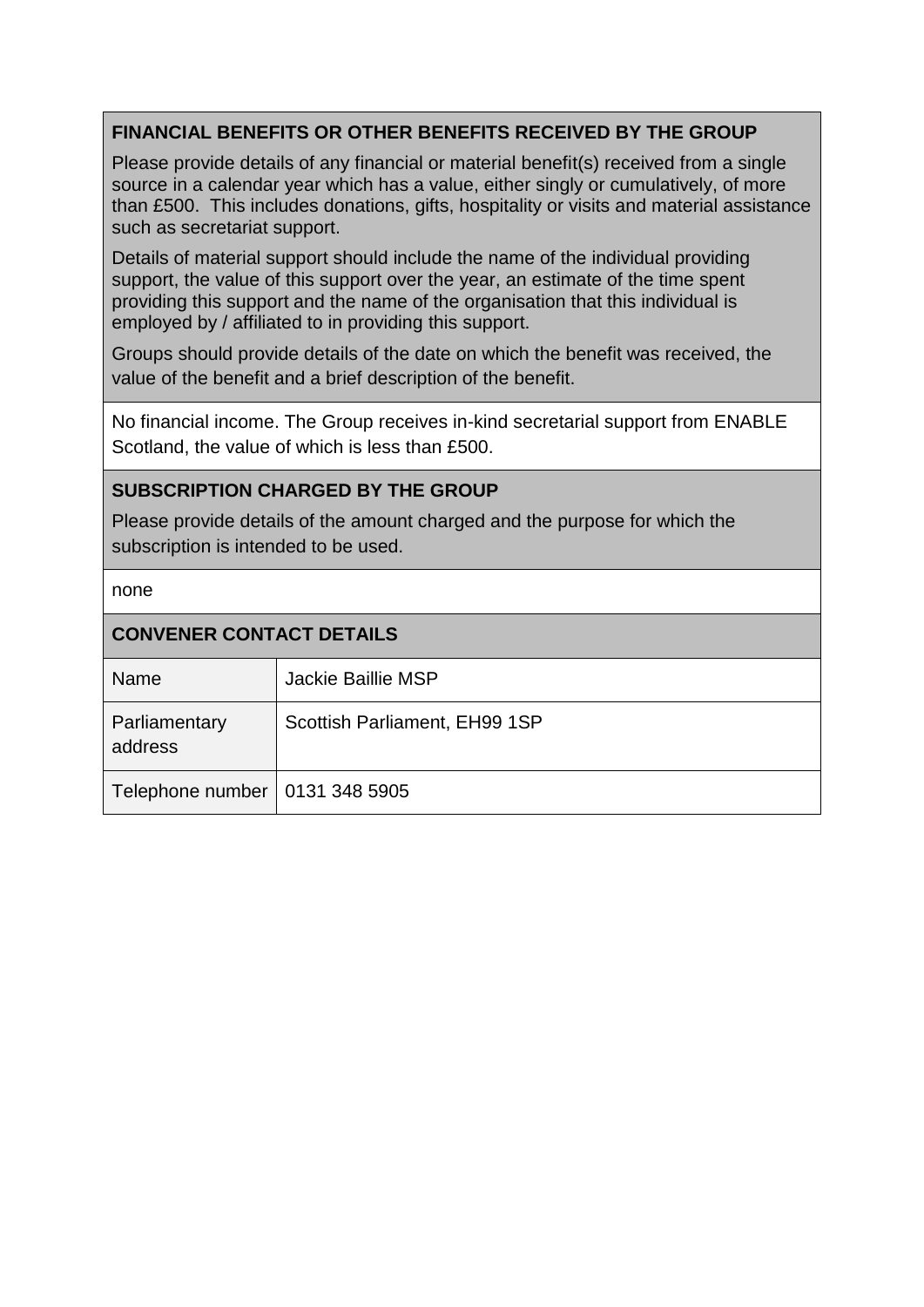### FINANCIAL BENEFITS OR OTHER BENEFITS RECEIVED BY THE GROUP

Please provide details of any financial or material benefit(s) received from a single source in a calendar year which has a value, either singly or cumulatively, of more than £500. This includes donations, gifts, hospitality or visits and material assistance such as secretariat support.

Details of material support should include the name of the individual providing support, the value of this support over the year, an estimate of the time spent providing this support and the name of the organisation that this individual is employed by / affiliated to in providing this support.

Groups should provide details of the date on which the benefit was received, the value of the benefit and a brief description of the benefit.

No financial income. The Group receives in-kind secretarial support from ENABLE Scotland, the value of which is less than £500.

### SUBSCRIPTION CHARGED BY THE GROUP

Please provide details of the amount charged and the purpose for which the subscription is intended to be used.

none

### CONVENER CONTACT DETAILS

| | |
|---|---|
| Name | Jackie Baillie MSP |
| Parliamentary address | Scottish Parliament, EH99 1SP |
| Telephone number | 0131 348 5905 |